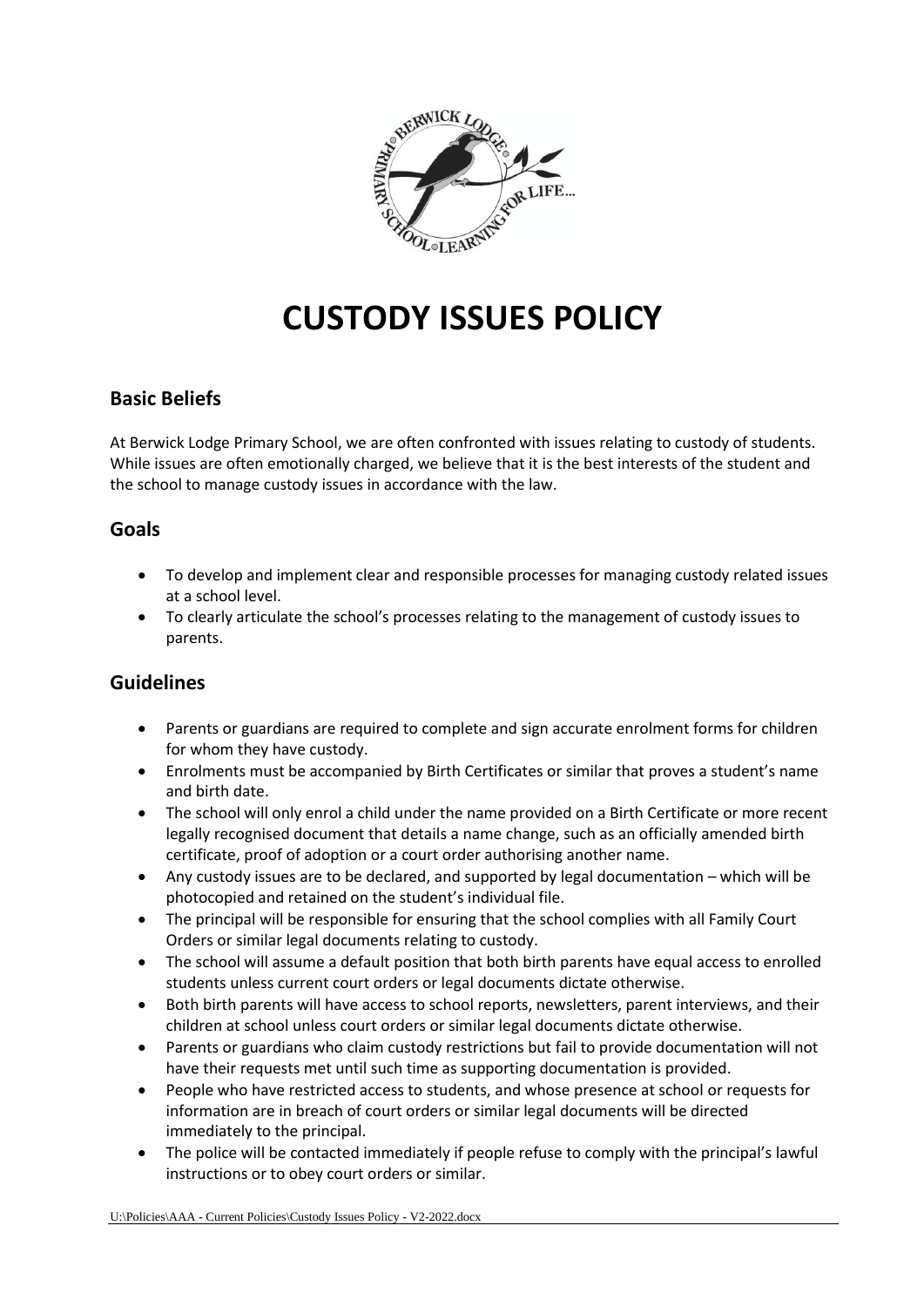# CUSTODY ISSUES POLICY

## Basic Beliefs

At Berwick Lodge Primary School, we are often confronted with issues relating to custody of students. While issues are often emotionally charged, we believe that it is the best interests of the student and the school to manage custody issues in accordance with the law.

## Goals

- To develop and implement clear and responsible processes for managing custody related issues at a school level.
- To clearly articulate the school's processes relating to the management of custody issues to parents.

## Guidelines

- Parents or guardians are required to complete and sign accurate enrolment forms for children for whom they have custody.
- Enrolments must be accompanied by Birth Certificates or similar that proves a student's name and birth date.
- The school will only enrol a child under the name provided on a Birth Certificate or more recent legally recognised document that details a name change, such as an officially amended birth certificate, proof of adoption or a court order authorising another name.
- Any custody issues are to be declared, and supported by legal documentation – which will be photocopied and retained on the student's individual file.
- The principal will be responsible for ensuring that the school complies with all Family Court Orders or similar legal documents relating to custody.
- The school will assume a default position that both birth parents have equal access to enrolled students unless current court orders or legal documents dictate otherwise.
- Both birth parents will have access to school reports, newsletters, parent interviews, and their children at school unless court orders or similar legal documents dictate otherwise.
- Parents or guardians who claim custody restrictions but fail to provide documentation will not have their requests met until such time as supporting documentation is provided.
- People who have restricted access to students, and whose presence at school or requests for information are in breach of court orders or similar legal documents will be directed immediately to the principal.
- The police will be contacted immediately if people refuse to comply with the principal's lawful instructions or to obey court orders or similar.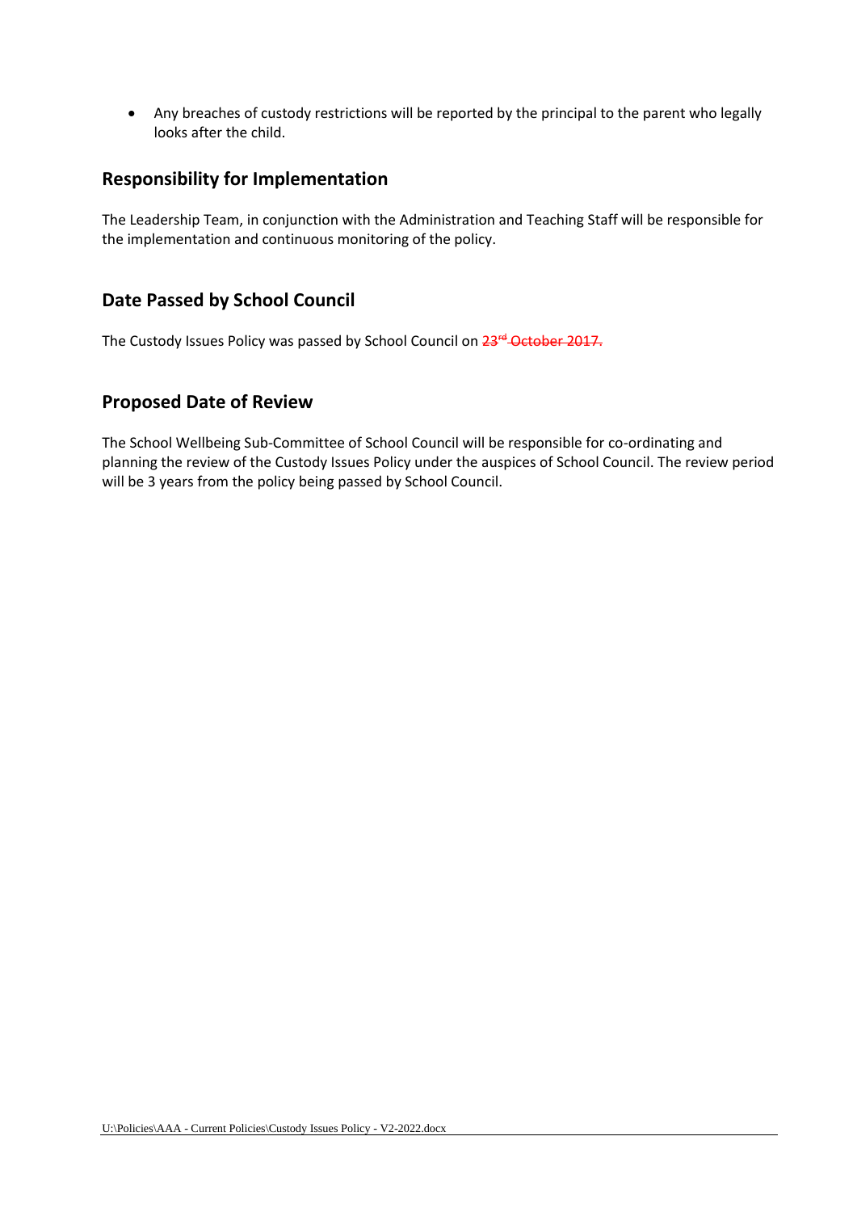- Any breaches of custody restrictions will be reported by the principal to the parent who legally looks after the child.

## Responsibility for Implementation

The Leadership Team, in conjunction with the Administration and Teaching Staff will be responsible for the implementation and continuous monitoring of the policy.

## Date Passed by School Council

The Custody Issues Policy was passed by School Council on ~~23rd October 2017.~~

## Proposed Date of Review

The School Wellbeing Sub-Committee of School Council will be responsible for co-ordinating and planning the review of the Custody Issues Policy under the auspices of School Council. The review period will be 3 years from the policy being passed by School Council.